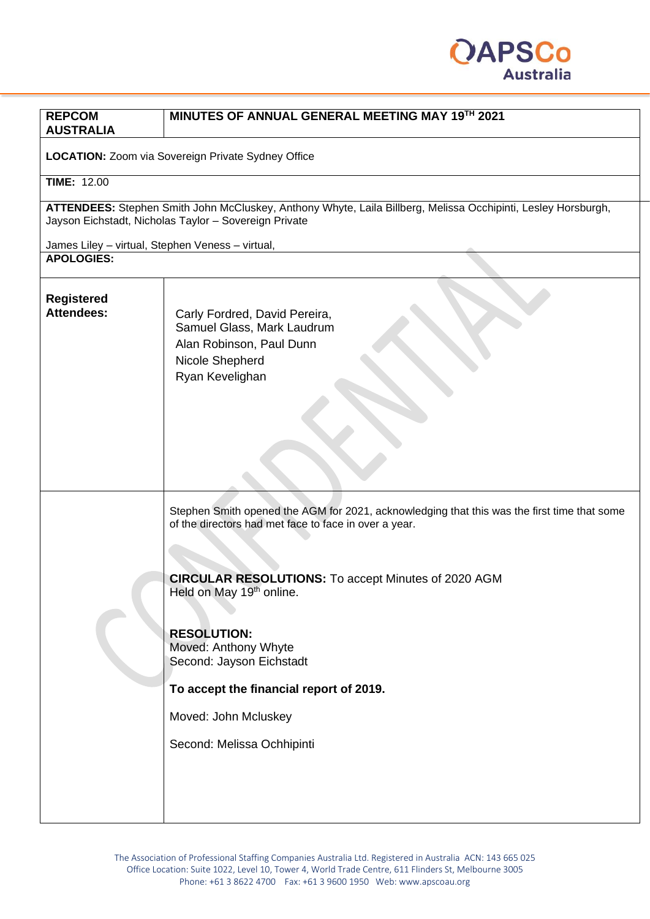APSCo Australia

| REPCOM AUSTRALIA | MINUTES OF ANNUAL GENERAL MEETING MAY 19TH 2021 |
|---|---|

**LOCATION:** Zoom via Sovereign Private Sydney Office

**TIME:** 12.00

**ATTENDEES:** Stephen Smith John McCluskey, Anthony Whyte, Laila Billberg, Melissa Occhipinti, Lesley Horsburgh, Jayson Eichstadt, Nicholas Taylor – Sovereign Private

James Liley – virtual, Stephen Veness – virtual,

**APOLOGIES:**

**Registered Attendees:**

Carly Fordred, David Pereira,
Samuel Glass, Mark Laudrum
Alan Robinson, Paul Dunn
Nicole Shepherd
Ryan Kevelighan

Stephen Smith opened the AGM for 2021, acknowledging that this was the first time that some of the directors had met face to face in over a year.

**CIRCULAR RESOLUTIONS:** To accept Minutes of 2020 AGM Held on May 19th online.

**RESOLUTION:**
Moved: Anthony Whyte
Second: Jayson Eichstadt

**To accept the financial report of 2019.**

Moved: John Mcluskey

Second: Melissa Ochhipinti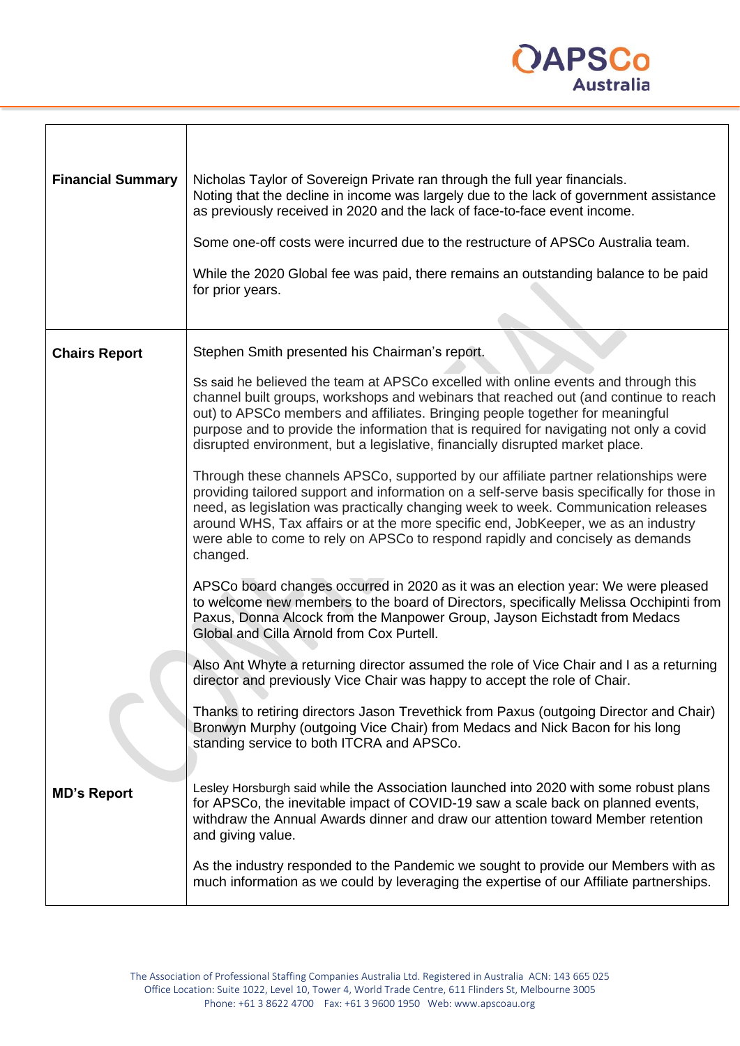| | |
|---|---|
| **Financial Summary** | Nicholas Taylor of Sovereign Private ran through the full year financials. Noting that the decline in income was largely due to the lack of government assistance as previously received in 2020 and the lack of face-to-face event income.<br><br>Some one-off costs were incurred due to the restructure of APSCo Australia team.<br><br>While the 2020 Global fee was paid, there remains an outstanding balance to be paid for prior years. |
| **Chairs Report** | Stephen Smith presented his Chairman's report.<br><br>Ss said he believed the team at APSCo excelled with online events and through this channel built groups, workshops and webinars that reached out (and continue to reach out) to APSCo members and affiliates. Bringing people together for meaningful purpose and to provide the information that is required for navigating not only a covid disrupted environment, but a legislative, financially disrupted market place.<br><br>Through these channels APSCo, supported by our affiliate partner relationships were providing tailored support and information on a self-serve basis specifically for those in need, as legislation was practically changing week to week. Communication releases around WHS, Tax affairs or at the more specific end, JobKeeper, we as an industry were able to come to rely on APSCo to respond rapidly and concisely as demands changed.<br><br>APSCo board changes occurred in 2020 as it was an election year: We were pleased to welcome new members to the board of Directors, specifically Melissa Occhipinti from Paxus, Donna Alcock from the Manpower Group, Jayson Eichstadt from Medacs Global and Cilla Arnold from Cox Purtell.<br><br>Also Ant Whyte a returning director assumed the role of Vice Chair and I as a returning director and previously Vice Chair was happy to accept the role of Chair.<br><br>Thanks to retiring directors Jason Trevethick from Paxus (outgoing Director and Chair) Bronwyn Murphy (outgoing Vice Chair) from Medacs and Nick Bacon for his long standing service to both ITCRA and APSCo. |
| **MD's Report** | Lesley Horsburgh said while the Association launched into 2020 with some robust plans for APSCo, the inevitable impact of COVID-19 saw a scale back on planned events, withdraw the Annual Awards dinner and draw our attention toward Member retention and giving value.<br><br>As the industry responded to the Pandemic we sought to provide our Members with as much information as we could by leveraging the expertise of our Affiliate partnerships. |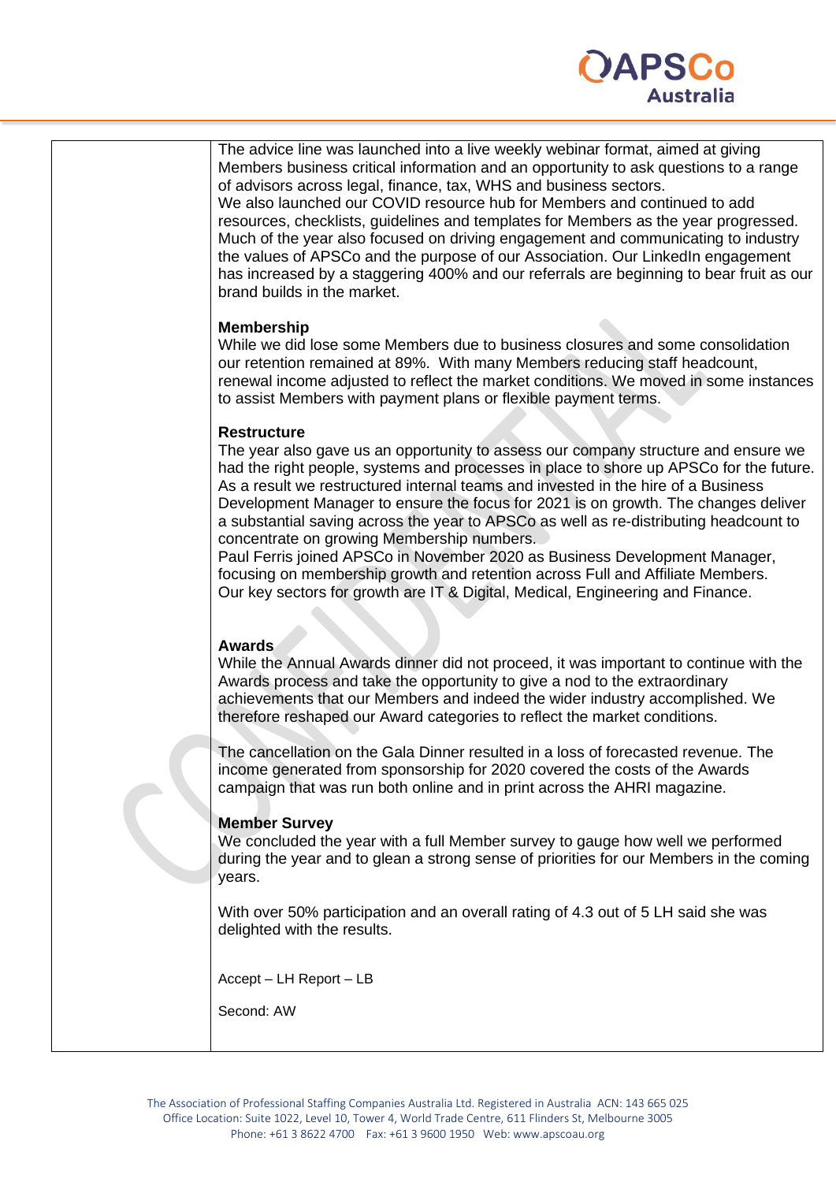| | |
|---|---|
| | The advice line was launched into a live weekly webinar format, aimed at giving Members business critical information and an opportunity to ask questions to a range of advisors across legal, finance, tax, WHS and business sectors.<br>We also launched our COVID resource hub for Members and continued to add resources, checklists, guidelines and templates for Members as the year progressed. Much of the year also focused on driving engagement and communicating to industry the values of APSCo and the purpose of our Association. Our LinkedIn engagement has increased by a staggering 400% and our referrals are beginning to bear fruit as our brand builds in the market.<br><br>**Membership**<br>While we did lose some Members due to business closures and some consolidation our retention remained at 89%. With many Members reducing staff headcount, renewal income adjusted to reflect the market conditions. We moved in some instances to assist Members with payment plans or flexible payment terms.<br><br>**Restructure**<br>The year also gave us an opportunity to assess our company structure and ensure we had the right people, systems and processes in place to shore up APSCo for the future. As a result we restructured internal teams and invested in the hire of a Business Development Manager to ensure the focus for 2021 is on growth. The changes deliver a substantial saving across the year to APSCo as well as re-distributing headcount to concentrate on growing Membership numbers.<br>Paul Ferris joined APSCo in November 2020 as Business Development Manager, focusing on membership growth and retention across Full and Affiliate Members.<br>Our key sectors for growth are IT & Digital, Medical, Engineering and Finance.<br><br>**Awards**<br>While the Annual Awards dinner did not proceed, it was important to continue with the Awards process and take the opportunity to give a nod to the extraordinary achievements that our Members and indeed the wider industry accomplished. We therefore reshaped our Award categories to reflect the market conditions.<br><br>The cancellation on the Gala Dinner resulted in a loss of forecasted revenue. The income generated from sponsorship for 2020 covered the costs of the Awards campaign that was run both online and in print across the AHRI magazine.<br><br>**Member Survey**<br>We concluded the year with a full Member survey to gauge how well we performed during the year and to glean a strong sense of priorities for our Members in the coming years.<br><br>With over 50% participation and an overall rating of 4.3 out of 5 LH said she was delighted with the results.<br><br>Accept – LH Report – LB<br><br>Second: AW |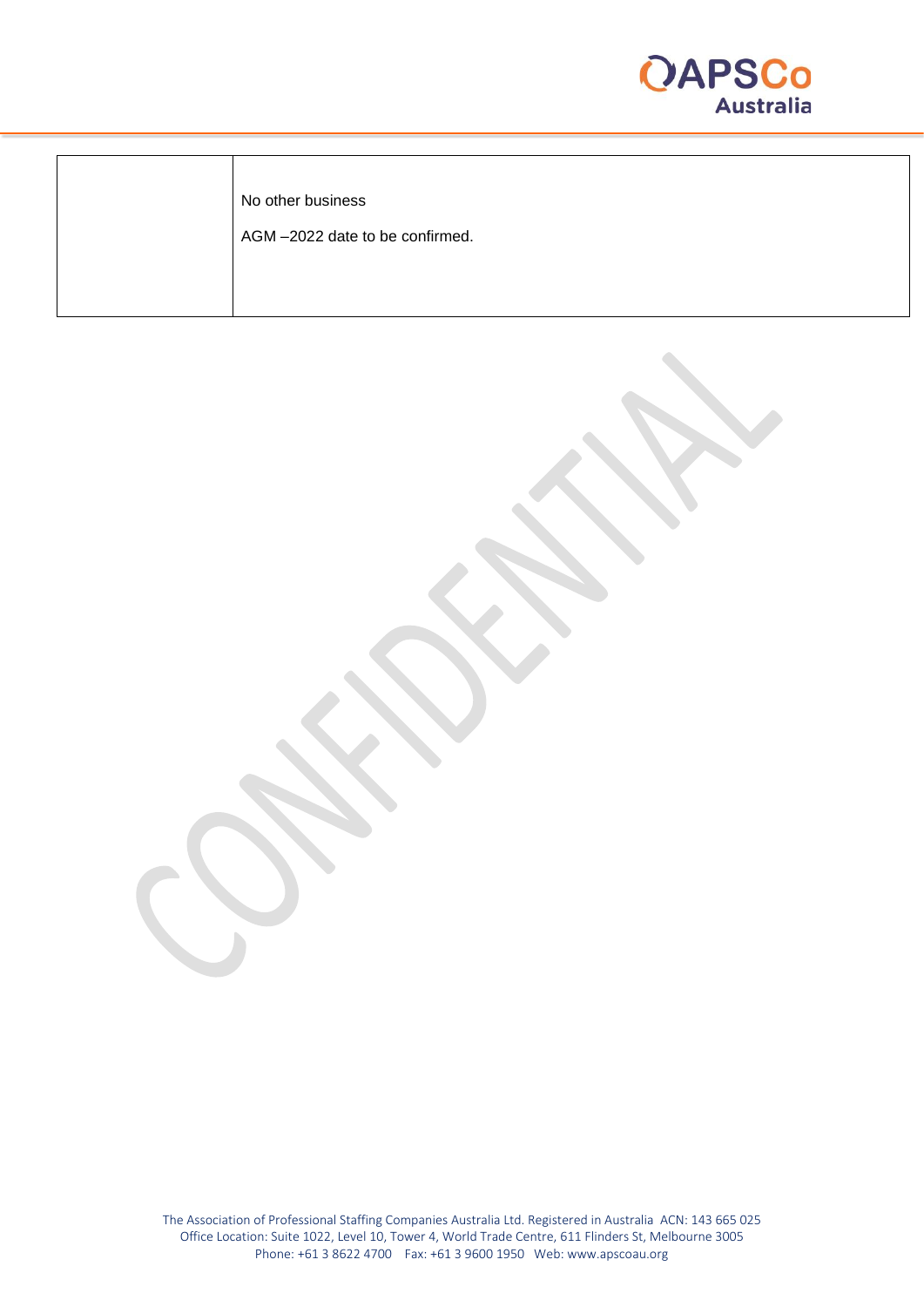| | |
|---|---|
| | No other business<br><br>AGM –2022 date to be confirmed. |